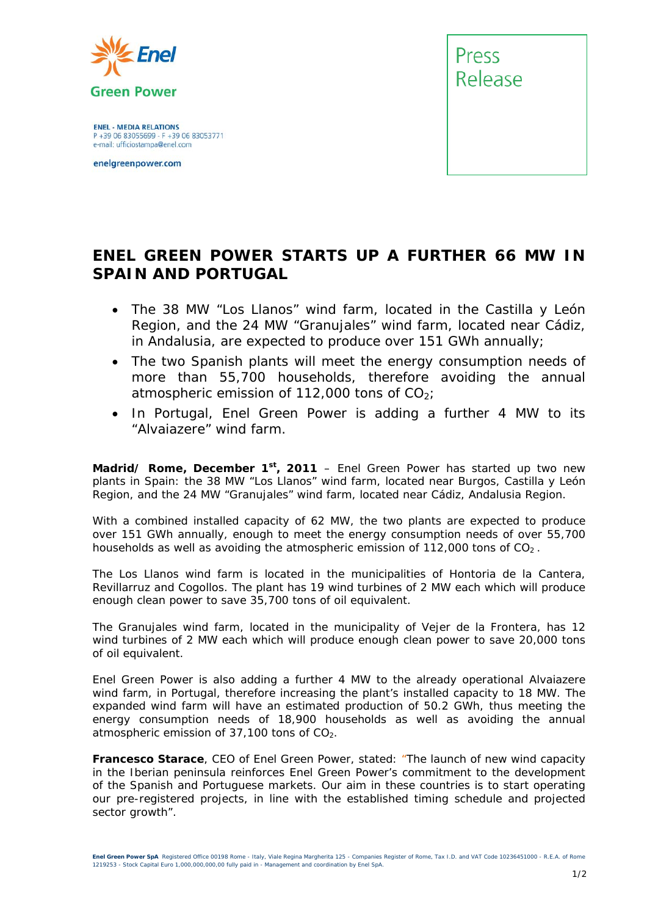Enel Green Power

ENEL - MEDIA RELATIONS
P +39 06 83055699 - F +39 06 83053771
e-mail: ufficiostampa@enel.com

enelgreenpower.com

Press Release

# ENEL GREEN POWER STARTS UP A FURTHER 66 MW IN SPAIN AND PORTUGAL

- The 38 MW “Los Llanos” wind farm, located in the Castilla y León Region, and the 24 MW “Granujales” wind farm, located near Cádiz, in Andalusia, are expected to produce over 151 GWh annually;
- The two Spanish plants will meet the energy consumption needs of more than 55,700 households, therefore avoiding the annual atmospheric emission of 112,000 tons of $CO_2$;
- In Portugal, Enel Green Power is adding a further 4 MW to its “Alvaiazere” wind farm.

**Madrid/ Rome, December 1st, 2011** – Enel Green Power has started up two new plants in Spain: the 38 MW “Los Llanos” wind farm, located near Burgos, Castilla y León Region, and the 24 MW “Granujales” wind farm, located near Cádiz, Andalusia Region.

With a combined installed capacity of 62 MW, the two plants are expected to produce over 151 GWh annually, enough to meet the energy consumption needs of over 55,700 households as well as avoiding the atmospheric emission of 112,000 tons of $CO_2$ .

The Los Llanos wind farm is located in the municipalities of Hontoria de la Cantera, Revillarruz and Cogollos. The plant has 19 wind turbines of 2 MW each which will produce enough clean power to save 35,700 tons of oil equivalent.

The Granujales wind farm, located in the municipality of Vejer de la Frontera, has 12 wind turbines of 2 MW each which will produce enough clean power to save 20,000 tons of oil equivalent.

Enel Green Power is also adding a further 4 MW to the already operational Alvaiazere wind farm, in Portugal, therefore increasing the plant’s installed capacity to 18 MW. The expanded wind farm will have an estimated production of 50.2 GWh, thus meeting the energy consumption needs of 18,900 households as well as avoiding the annual atmospheric emission of 37,100 tons of $CO_2$.

**Francesco Starace**, CEO of Enel Green Power, stated: “The launch of new wind capacity in the Iberian peninsula reinforces Enel Green Power’s commitment to the development of the Spanish and Portuguese markets. Our aim in these countries is to start operating our pre-registered projects, in line with the established timing schedule and projected sector growth”.

**Enel Green Power SpA** Registered Office 00198 Rome - Italy, Viale Regina Margherita 125 - Companies Register of Rome, Tax I.D. and VAT Code 10236451000 - R.E.A. of Rome 1219253 - Stock Capital Euro 1,000,000,000,00 fully paid in - Management and coordination by Enel SpA.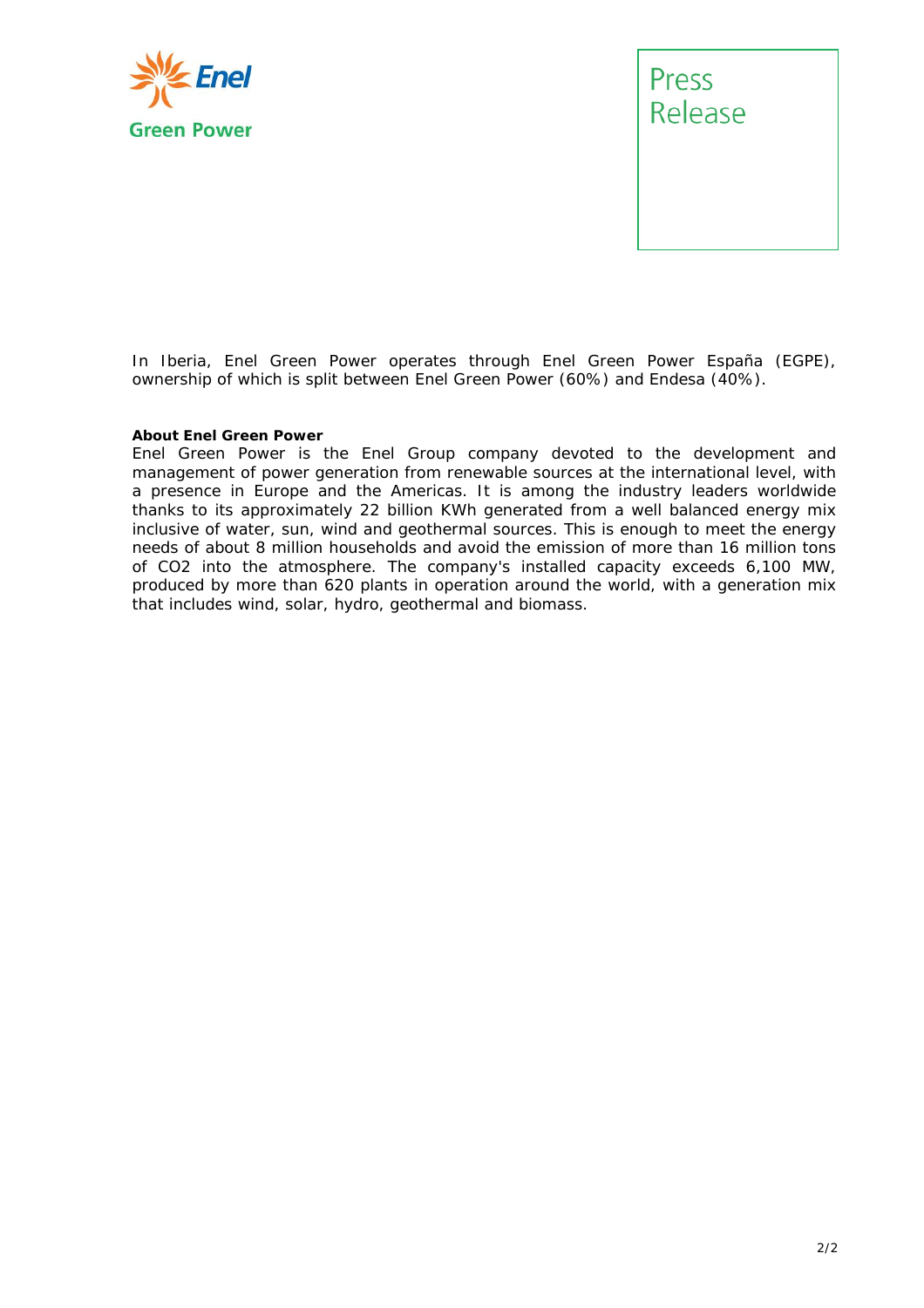In Iberia, Enel Green Power operates through Enel Green Power España (EGPE), ownership of which is split between Enel Green Power (60%) and Endesa (40%).

**About Enel Green Power**

Enel Green Power is the Enel Group company devoted to the development and management of power generation from renewable sources at the international level, with a presence in Europe and the Americas. It is among the industry leaders worldwide thanks to its approximately 22 billion KWh generated from a well balanced energy mix inclusive of water, sun, wind and geothermal sources. This is enough to meet the energy needs of about 8 million households and avoid the emission of more than 16 million tons of $CO_2$ into the atmosphere. The company's installed capacity exceeds 6,100 MW, produced by more than 620 plants in operation around the world, with a generation mix that includes wind, solar, hydro, geothermal and biomass.